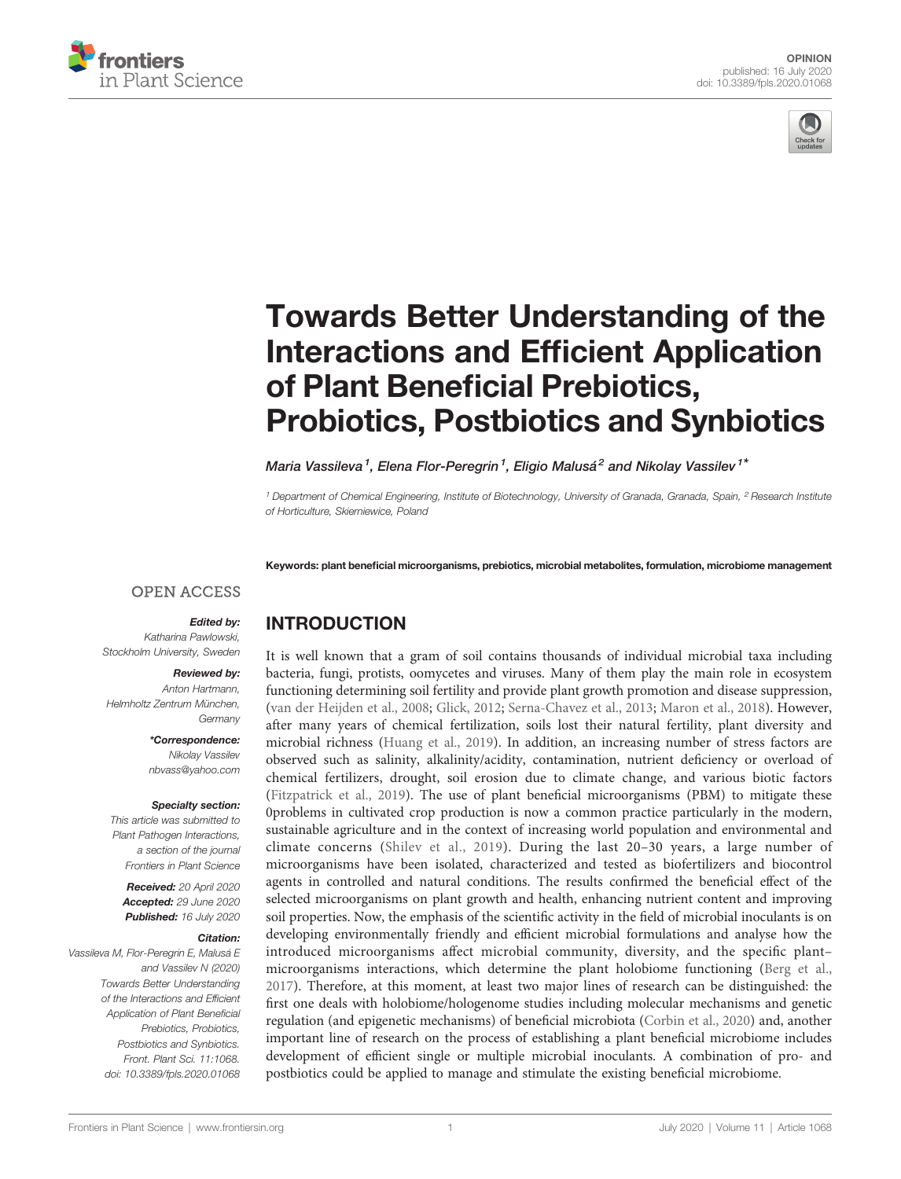OPINION
published: 16 July 2020
doi: 10.3389/fpls.2020.01068

# Towards Better Understanding of the Interactions and Efficient Application of Plant Beneficial Prebiotics, Probiotics, Postbiotics and Synbiotics

Maria Vassileva[1], Elena Flor-Peregrin[1], Eligio Malusá[2] and Nikolay Vassilev[1]*

[1] Department of Chemical Engineering, Institute of Biotechnology, University of Granada, Granada, Spain, [2] Research Institute of Horticulture, Skierniewice, Poland

**Keywords: plant beneficial microorganisms, prebiotics, microbial metabolites, formulation, microbiome management**

OPEN ACCESS

***Edited by:***
*Katharina Pawlowski,*
*Stockholm University, Sweden*

***Reviewed by:***
*Anton Hartmann,*
*Helmholtz Zentrum München, Germany*

***\*Correspondence:***
*Nikolay Vassilev*
*nbvass@yahoo.com*

**Specialty section:**
*This article was submitted to Plant Pathogen Interactions, a section of the journal Frontiers in Plant Science*

***Received:*** *20 April 2020*
***Accepted:*** *29 June 2020*
***Published:*** *16 July 2020*

**Citation:**
*Vassileva M, Flor-Peregrin E, Malusá E and Vassilev N (2020) Towards Better Understanding of the Interactions and Efficient Application of Plant Beneficial Prebiotics, Probiotics, Postbiotics and Synbiotics. Front. Plant Sci. 11:1068. doi: 10.3389/fpls.2020.01068*

## INTRODUCTION

It is well known that a gram of soil contains thousands of individual microbial taxa including bacteria, fungi, protists, oomycetes and viruses. Many of them play the main role in ecosystem functioning determining soil fertility and provide plant growth promotion and disease suppression, (van der Heijden et al., 2008; Glick, 2012; Serna-Chavez et al., 2013; Maron et al., 2018). However, after many years of chemical fertilization, soils lost their natural fertility, plant diversity and microbial richness (Huang et al., 2019). In addition, an increasing number of stress factors are observed such as salinity, alkalinity/acidity, contamination, nutrient deficiency or overload of chemical fertilizers, drought, soil erosion due to climate change, and various biotic factors (Fitzpatrick et al., 2019). The use of plant beneficial microorganisms (PBM) to mitigate these 0problems in cultivated crop production is now a common practice particularly in the modern, sustainable agriculture and in the context of increasing world population and environmental and climate concerns (Shilev et al., 2019). During the last 20–30 years, a large number of microorganisms have been isolated, characterized and tested as biofertilizers and biocontrol agents in controlled and natural conditions. The results confirmed the beneficial effect of the selected microorganisms on plant growth and health, enhancing nutrient content and improving soil properties. Now, the emphasis of the scientific activity in the field of microbial inoculants is on developing environmentally friendly and efficient microbial formulations and analyse how the introduced microorganisms affect microbial community, diversity, and the specific plant–microorganisms interactions, which determine the plant holobiome functioning (Berg et al., 2017). Therefore, at this moment, at least two major lines of research can be distinguished: the first one deals with holobiome/hologenome studies including molecular mechanisms and genetic regulation (and epigenetic mechanisms) of beneficial microbiota (Corbin et al., 2020) and, another important line of research on the process of establishing a plant beneficial microbiome includes development of efficient single or multiple microbial inoculants. A combination of pro- and postbiotics could be applied to manage and stimulate the existing beneficial microbiome.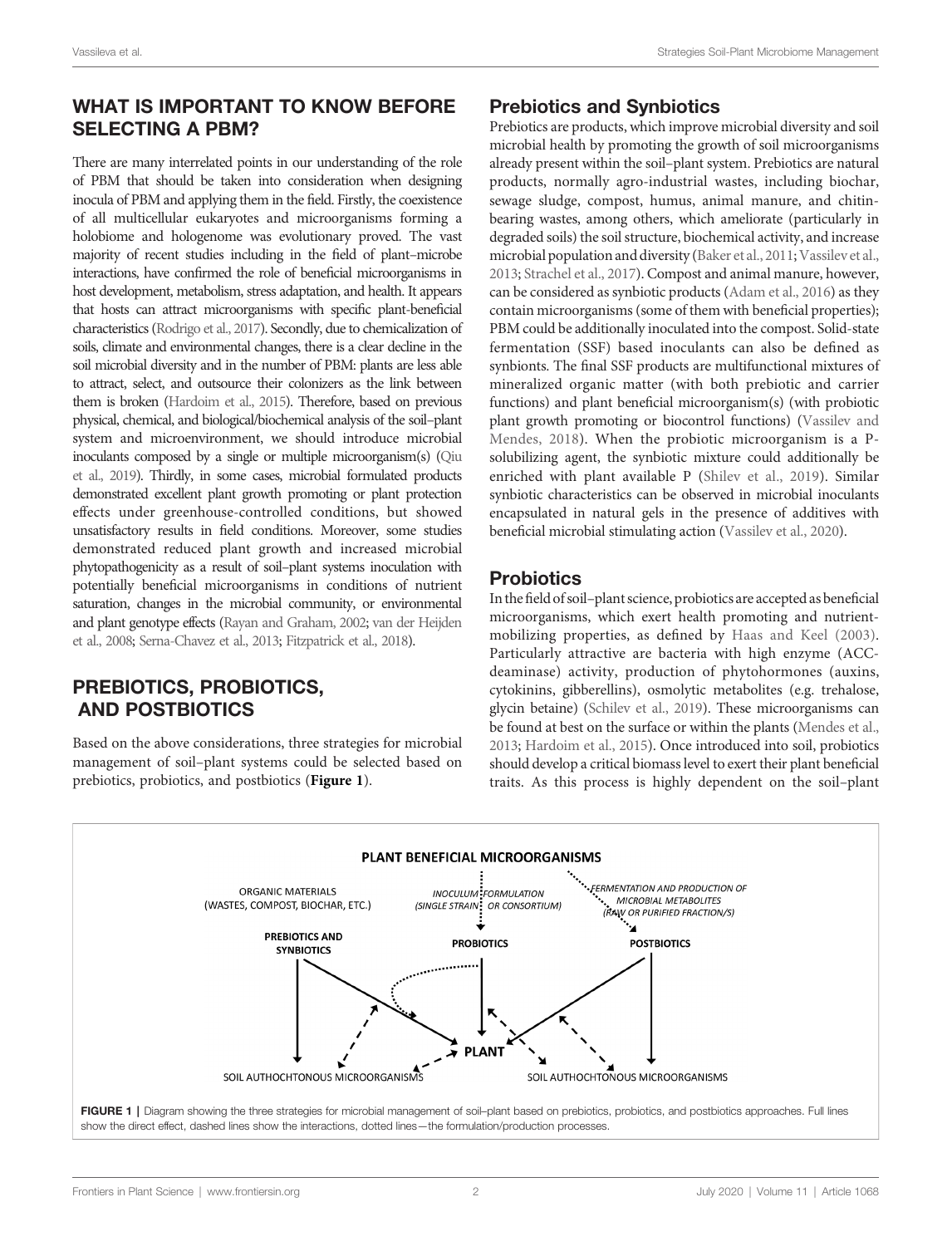## WHAT IS IMPORTANT TO KNOW BEFORE SELECTING A PBM?

There are many interrelated points in our understanding of the role of PBM that should be taken into consideration when designing inocula of PBM and applying them in the field. Firstly, the coexistence of all multicellular eukaryotes and microorganisms forming a holobiome and hologenome was evolutionary proved. The vast majority of recent studies including in the field of plant–microbe interactions, have confirmed the role of beneficial microorganisms in host development, metabolism, stress adaptation, and health. It appears that hosts can attract microorganisms with specific plant-beneficial characteristics (Rodrigo et al., 2017). Secondly, due to chemicalization of soils, climate and environmental changes, there is a clear decline in the soil microbial diversity and in the number of PBM: plants are less able to attract, select, and outsource their colonizers as the link between them is broken (Hardoim et al., 2015). Therefore, based on previous physical, chemical, and biological/biochemical analysis of the soil–plant system and microenvironment, we should introduce microbial inoculants composed by a single or multiple microorganism(s) (Qiu et al., 2019). Thirdly, in some cases, microbial formulated products demonstrated excellent plant growth promoting or plant protection effects under greenhouse-controlled conditions, but showed unsatisfactory results in field conditions. Moreover, some studies demonstrated reduced plant growth and increased microbial phytopathogenicity as a result of soil–plant systems inoculation with potentially beneficial microorganisms in conditions of nutrient saturation, changes in the microbial community, or environmental and plant genotype effects (Rayan and Graham, 2002; van der Heijden et al., 2008; Serna-Chavez et al., 2013; Fitzpatrick et al., 2018).

## PREBIOTICS, PROBIOTICS, AND POSTBIOTICS

Based on the above considerations, three strategies for microbial management of soil–plant systems could be selected based on prebiotics, probiotics, and postbiotics (**Figure 1**).

### Prebiotics and Synbiotics

Prebiotics are products, which improve microbial diversity and soil microbial health by promoting the growth of soil microorganisms already present within the soil–plant system. Prebiotics are natural products, normally agro-industrial wastes, including biochar, sewage sludge, compost, humus, animal manure, and chitin-bearing wastes, among others, which ameliorate (particularly in degraded soils) the soil structure, biochemical activity, and increase microbial population and diversity (Baker et al., 2011; Vassilev et al., 2013; Strachel et al., 2017). Compost and animal manure, however, can be considered as synbiotic products (Adam et al., 2016) as they contain microorganisms (some of them with beneficial properties); PBM could be additionally inoculated into the compost. Solid-state fermentation (SSF) based inoculants can also be defined as synbionts. The final SSF products are multifunctional mixtures of mineralized organic matter (with both prebiotic and carrier functions) and plant beneficial microorganism(s) (with probiotic plant growth promoting or biocontrol functions) (Vassilev and Mendes, 2018). When the probiotic microorganism is a P-solubilizing agent, the synbiotic mixture could additionally be enriched with plant available P (Shilev et al., 2019). Similar synbiotic characteristics can be observed in microbial inoculants encapsulated in natural gels in the presence of additives with beneficial microbial stimulating action (Vassilev et al., 2020).

### Probiotics

In the field of soil–plant science, probiotics are accepted as beneficial microorganisms, which exert health promoting and nutrient-mobilizing properties, as defined by Haas and Keel (2003). Particularly attractive are bacteria with high enzyme (ACC-deaminase) activity, production of phytohormones (auxins, cytokinins, gibberellins), osmolytic metabolites (e.g. trehalose, glycin betaine) (Schilev et al., 2019). These microorganisms can be found at best on the surface or within the plants (Mendes et al., 2013; Hardoim et al., 2015). Once introduced into soil, probiotics should develop a critical biomass level to exert their plant beneficial traits. As this process is highly dependent on the soil–plant

**FIGURE 1** | Diagram showing the three strategies for microbial management of soil–plant based on prebiotics, probiotics, and postbiotics approaches. Full lines show the direct effect, dashed lines show the interactions, dotted lines—the formulation/production processes.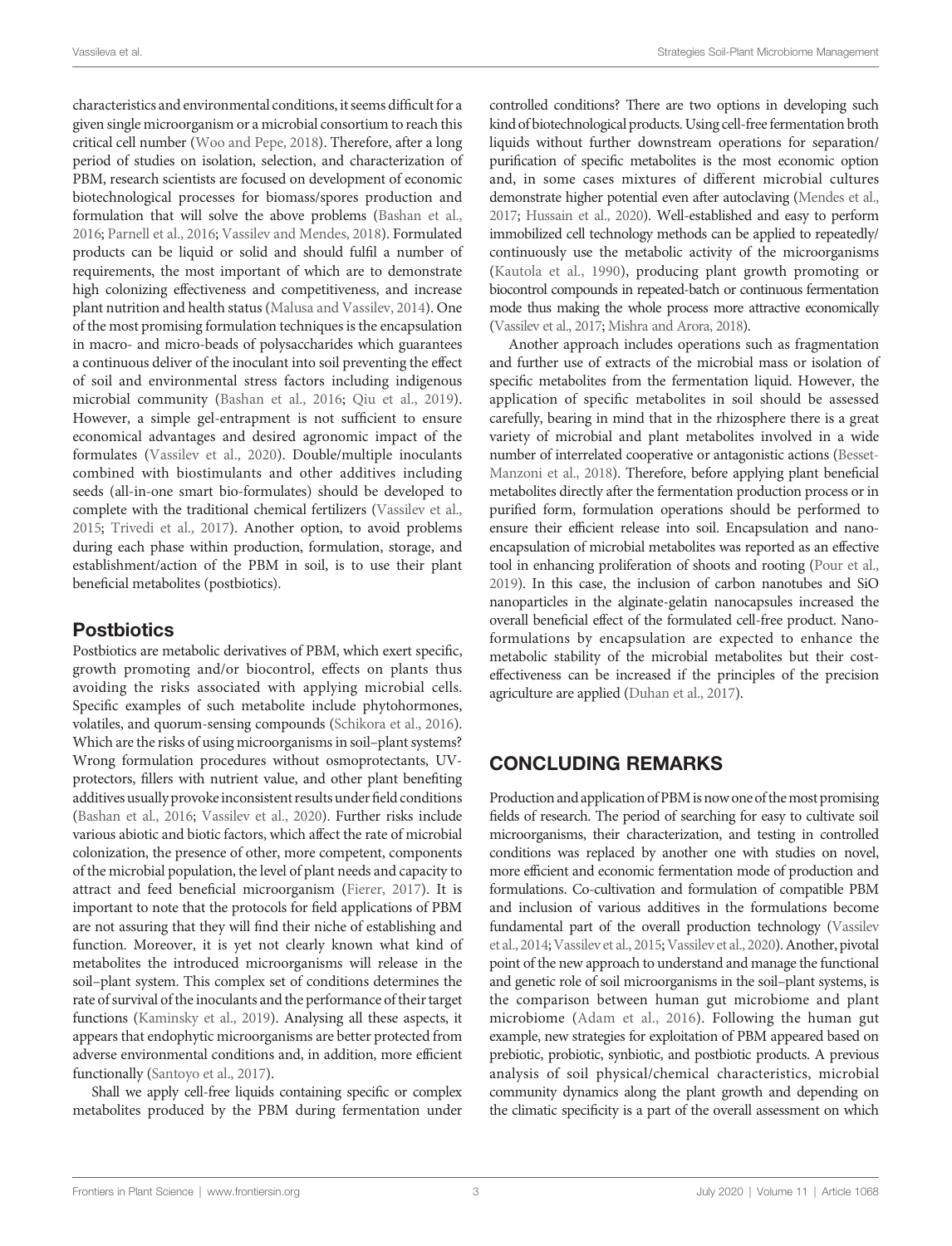characteristics and environmental conditions, it seems difficult for a given single microorganism or a microbial consortium to reach this critical cell number (Woo and Pepe, 2018). Therefore, after a long period of studies on isolation, selection, and characterization of PBM, research scientists are focused on development of economic biotechnological processes for biomass/spores production and formulation that will solve the above problems (Bashan et al., 2016; Parnell et al., 2016; Vassilev and Mendes, 2018). Formulated products can be liquid or solid and should fulfil a number of requirements, the most important of which are to demonstrate high colonizing effectiveness and competitiveness, and increase plant nutrition and health status (Malusa and Vassilev, 2014). One of the most promising formulation techniques is the encapsulation in macro- and micro-beads of polysaccharides which guarantees a continuous deliver of the inoculant into soil preventing the effect of soil and environmental stress factors including indigenous microbial community (Bashan et al., 2016; Qiu et al., 2019). However, a simple gel-entrapment is not sufficient to ensure economical advantages and desired agronomic impact of the formulates (Vassilev et al., 2020). Double/multiple inoculants combined with biostimulants and other additives including seeds (all-in-one smart bio-formulates) should be developed to complete with the traditional chemical fertilizers (Vassilev et al., 2015; Trivedi et al., 2017). Another option, to avoid problems during each phase within production, formulation, storage, and establishment/action of the PBM in soil, is to use their plant beneficial metabolites (postbiotics).

## Postbiotics

Postbiotics are metabolic derivatives of PBM, which exert specific, growth promoting and/or biocontrol, effects on plants thus avoiding the risks associated with applying microbial cells. Specific examples of such metabolite include phytohormones, volatiles, and quorum-sensing compounds (Schikora et al., 2016). Which are the risks of using microorganisms in soil–plant systems? Wrong formulation procedures without osmoprotectants, UV-protectors, fillers with nutrient value, and other plant benefiting additives usually provoke inconsistent results under field conditions (Bashan et al., 2016; Vassilev et al., 2020). Further risks include various abiotic and biotic factors, which affect the rate of microbial colonization, the presence of other, more competent, components of the microbial population, the level of plant needs and capacity to attract and feed beneficial microorganism (Fierer, 2017). It is important to note that the protocols for field applications of PBM are not assuring that they will find their niche of establishing and function. Moreover, it is yet not clearly known what kind of metabolites the introduced microorganisms will release in the soil–plant system. This complex set of conditions determines the rate of survival of the inoculants and the performance of their target functions (Kaminsky et al., 2019). Analysing all these aspects, it appears that endophytic microorganisms are better protected from adverse environmental conditions and, in addition, more efficient functionally (Santoyo et al., 2017).

Shall we apply cell-free liquids containing specific or complex metabolites produced by the PBM during fermentation under controlled conditions? There are two options in developing such kind of biotechnological products. Using cell-free fermentation broth liquids without further downstream operations for separation/purification of specific metabolites is the most economic option and, in some cases mixtures of different microbial cultures demonstrate higher potential even after autoclaving (Mendes et al., 2017; Hussain et al., 2020). Well-established and easy to perform immobilized cell technology methods can be applied to repeatedly/continuously use the metabolic activity of the microorganisms (Kautola et al., 1990), producing plant growth promoting or biocontrol compounds in repeated-batch or continuous fermentation mode thus making the whole process more attractive economically (Vassilev et al., 2017; Mishra and Arora, 2018).

Another approach includes operations such as fragmentation and further use of extracts of the microbial mass or isolation of specific metabolites from the fermentation liquid. However, the application of specific metabolites in soil should be assessed carefully, bearing in mind that in the rhizosphere there is a great variety of microbial and plant metabolites involved in a wide number of interrelated cooperative or antagonistic actions (Besset-Manzoni et al., 2018). Therefore, before applying plant beneficial metabolites directly after the fermentation production process or in purified form, formulation operations should be performed to ensure their efficient release into soil. Encapsulation and nano-encapsulation of microbial metabolites was reported as an effective tool in enhancing proliferation of shoots and rooting (Pour et al., 2019). In this case, the inclusion of carbon nanotubes and SiO nanoparticles in the alginate-gelatin nanocapsules increased the overall beneficial effect of the formulated cell-free product. Nano-formulations by encapsulation are expected to enhance the metabolic stability of the microbial metabolites but their cost-effectiveness can be increased if the principles of the precision agriculture are applied (Duhan et al., 2017).

# CONCLUDING REMARKS

Production and application of PBM is now one of the most promising fields of research. The period of searching for easy to cultivate soil microorganisms, their characterization, and testing in controlled conditions was replaced by another one with studies on novel, more efficient and economic fermentation mode of production and formulations. Co-cultivation and formulation of compatible PBM and inclusion of various additives in the formulations become fundamental part of the overall production technology (Vassilev et al., 2014; Vassilev et al., 2015; Vassilev et al., 2020). Another, pivotal point of the new approach to understand and manage the functional and genetic role of soil microorganisms in the soil–plant systems, is the comparison between human gut microbiome and plant microbiome (Adam et al., 2016). Following the human gut example, new strategies for exploitation of PBM appeared based on prebiotic, probiotic, synbiotic, and postbiotic products. A previous analysis of soil physical/chemical characteristics, microbial community dynamics along the plant growth and depending on the climatic specificity is a part of the overall assessment on which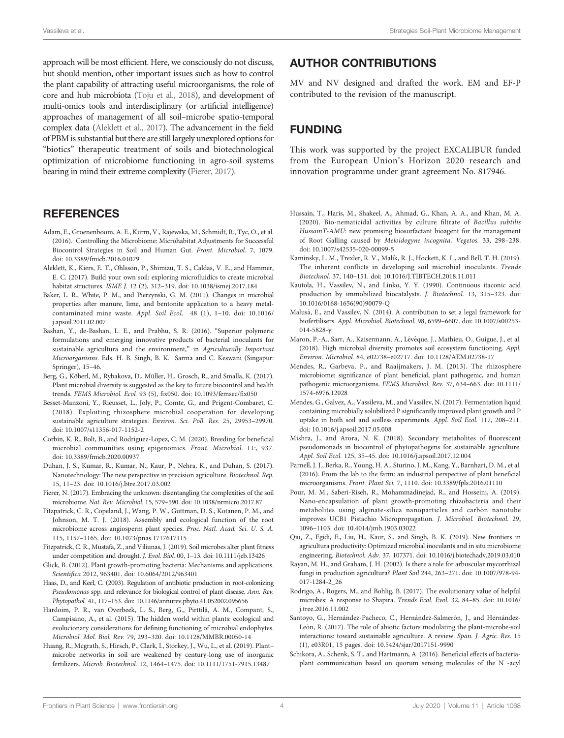approach will be most efficient. Here, we consciously do not discuss, but should mention, other important issues such as how to control the plant capability of attracting useful microorganisms, the role of core and hub microbiota (Toju et al., 2018), and development of multi-omics tools and interdisciplinary (or artificial intelligence) approaches of management of all soil–microbe spatio-temporal complex data (Aleklett et al., 2017). The advancement in the field of PBM is substantial but there are still largely unexplored options for "biotics" therapeutic treatment of soils and biotechnological optimization of microbiome functioning in agro-soil systems bearing in mind their extreme complexity (Fierer, 2017).

## AUTHOR CONTRIBUTIONS

MV and NV designed and drafted the work. EM and EF-P contributed to the revision of the manuscript.

## FUNDING

This work was supported by the project EXCALIBUR funded from the European Union's Horizon 2020 research and innovation programme under grant agreement No. 817946.

## REFERENCES

Adam, E., Groenenboom, A. E., Kurm, V., Rajewska, M., Schmidt, R., Tyc, O., et al. (2016). Controlling the Microbiome: Microhabitat Adjustments for Successful Biocontrol Strategies in Soil and Human Gut. *Front. Microbiol.* 7, 1079. doi: 10.3389/fmicb.2016.01079

Aleklett, K., Kiers, E. T., Ohlsson, P., Shimizu, T. S., Caldas, V. E., and Hammer, E. C. (2017). Build your own soil: exploring microfluidics to create microbial habitat structures. *ISME J.* 12 (2), 312–319. doi: 10.1038/ismej.2017.184

Baker, L. R., White, P. M., and Pierzynski, G. M. (2011). Changes in microbial properties after manure, lime, and bentonite application to a heavy metal-contaminated mine waste. *Appl. Soil Ecol.* 48 (1), 1–10. doi: 10.1016/j.apsoil.2011.02.007

Bashan, Y., de-Bashan, L. E., and Prabhu, S. R. (2016). "Superior polymeric formulations and emerging innovative products of bacterial inoculants for sustainable agricultura and the environment," in *Agriculturally Important Microorganisms*. Eds. H. B. Singh, B. K. Sarma and C. Keswani (Singapur: Springer), 15–46.

Berg, G., Köberl, M., Rybakova, D., Müller, H., Grosch, R., and Smalla, K. (2017). Plant microbial diversity is suggested as the key to future biocontrol and health trends. *FEMS Microbiol. Ecol.* 93 (5), fix050. doi: 10.1093/femsec/fix050

Besset-Manzoni, Y., Rieusset, L., Joly, P., Comte, G., and Prigent-Combaret, C. (2018). Exploiting rhizosphere microbial cooperation for developing sustainable agriculture strategies. *Environ. Sci. Poll. Res.* 25, 29953–29970. doi: 10.1007/s11356-017-1152-2

Corbin, K. R., Bolt, B., and Rodriguez-Lopez, C. M. (2020). Breeding for beneficial microbial communities using epigenomics. *Front. Microbiol.* 11:, 937. doi: 10.3389/fmicb.2020.00937

Duhan, J. S., Kumar, R., Kumar, N., Kaur, P., Nehra, K., and Duhan, S. (2017). Nanotechnology: The new perspective in precision agriculture. *Biotechnol. Rep.* 15, 11–23. doi: 10.1016/j.btre.2017.03.002

Fierer, N. (2017). Embracing the unknown: disentangling the complexities of the soil microbiome. *Nat. Rev. Microbiol.* 15, 579–590. doi: 10.1038/nrmicro.2017.87

Fitzpatrick, C. R., Copeland, J., Wang, P. W., Guttman, D. S., Kotanen, P. M., and Johnson, M. T. J. (2018). Assembly and ecological function of the root microbiome across angiosperm plant species. *Proc. Natl. Acad. Sci. U. S. A.* 115, 1157–1165. doi: 10.1073/pnas.1717617115

Fitzpatrick, C. R., Mustafa, Z., and Viliunas, J. (2019). Soil microbes alter plant fitness under competition and drought. *J. Evol. Biol.* 00, 1–13. doi: 10.1111/jeb.13426

Glick, B. (2012). Plant growth-promoting bacteria: Mechanisms and applications. *Scientifica* 2012, 963401. doi: 10.6064/2012/963401

Haas, D., and Keel, C. (2003). Regulation of antibiotic production in root-colonizing *Pseudomonas* spp. and relevance for biological control of plant disease. *Ann. Rev. Phytopathol.* 41, 117–153. doi: 10.1146/annurev.phyto.41.052002.095656

Hardoim, P. R., van Overbeek, L. S., Berg, G., Pirttilä, A. M., Compant, S., Campisano, A., et al. (2015). The hidden world within plants: ecological and evolucionary considerations for defining functioning of microbial endophytes. *Microbiol. Mol. Biol. Rev.* 79, 293–320. doi: 10.1128/MMBR.00050-14

Huang, R., Mcgrath, S., Hirsch, P., Clark, I., Storkey, J., Wu, L., et al. (2019). Plant–microbe networks in soil are weakened by century-long use of inorganic fertilizers. *Microb. Biotechnol.* 12, 1464–1475. doi: 10.1111/1751-7915.13487

Hussain, T., Haris, M., Shakeel, A., Ahmad, G., Khan, A. A., and Khan, M. A. (2020). Bio-nematicidal activities by culture filtrate of *Bacillus subtilis HussainT-AMU*: new promising biosurfactant bioagent for the management of Root Galling caused by *Meloidogyne incognita*. *Vegetos.* 33, 298–238. doi: 10.1007/s42535-020-00099-5

Kaminsky, L. M., Trexler, R. V., Malik, R. J., Hockett, K. L., and Bell, T. H. (2019). The inherent conflicts in developing soil microbial inoculants. *Trends Biotechnol.* 37, 140–151. doi: 10.1016/J.TIBTECH.2018.11.011

Kautola, H., Vassilev, N., and Linko, Y. Y. (1990). Continuous itaconic acid production by immobilized biocatalysts. *J. Biotechnol.* 13, 315–323. doi: 10.1016/0168-1656(90)90079-Q

Malusá, E., and Vassilev, N. (2014). A contribution to set a legal framework for biofertilisers. *Appl. Microbiol. Biotechnol.* 98, 6599–6607. doi: 10.1007/s00253-014-5828-y

Maron, P.-A., Sarr, A., Kaisermann, A., Lévêque, J., Mathieu, O., Guigue, J., et al. (2018). High microbial diversity promotes soil ecosystem functioning. *Appl. Environ. Microbiol.* 84, e02738–e02717. doi: 10.1128/AEM.02738-17

Mendes, R., Garbeva, P., and Raaijmakers, J. M. (2013). The rhizosphere microbiome: significance of plant beneficial, plant pathogenic, and human pathogenic microorganisms. *FEMS Microbiol. Rev.* 37, 634–663. doi: 10.1111/1574-6976.12028

Mendes, G., Galvez, A., Vassileva, M., and Vassilev, N. (2017). Fermentation liquid containing microbially solubilized P significantly improved plant growth and P uptake in both soil and soilless experiments. *Appl. Soil Ecol.* 117, 208–211. doi: 10.1016/j.apsoil.2017.05.008

Mishra, J., and Arora, N. K. (2018). Secondary metabolites of fluorescent pseudomonads in biocontrol of phytopathogens for sustainable agriculture. *Appl. Soil Ecol.* 125, 35–45. doi: 10.1016/j.apsoil.2017.12.004

Parnell, J. J., Berka, R., Young, H. A., Sturino, J. M., Kang, Y., Barnhart, D. M., et al. (2016). From the lab to the farm: an industrial perspective of plant beneficial microorganisms. *Front. Plant Sci.* 7, 1110. doi: 10.3389/fpls.2016.01110

Pour, M. M., Saberi-Riseh, R., Mohammadinejad, R., and Hosseini, A. (2019). Nano-encapsulation of plant growth-promoting rhizobacteria and their metabolites using alginate-silica nanoparticles and carbón nanotube improves UCB1 Pistachio Micropropagation. *J. Microbiol. Biotechnol.* 29, 1096–1103. doi: 10.4014/jmb.1903.03022

Qiu, Z., Egidi, E., Liu, H., Kaur, S., and Singh, B. K. (2019). New frontiers in agricultura productivity: Optimized microbial inoculants and in situ microbiome engineering. *Biotechnol. Adv.* 37, 107371. doi: 10.1016/j.biotechadv.2019.03.010

Rayan, M. H., and Graham, J. H. (2002). Is there a role for arbuscular mycorrhizal fungi in production agricultura? *Plant Soil* 244, 263–271. doi: 10.1007/978-94-017-1284-2_26

Rodrigo, A., Rogers, M., and Bohlig, B. (2017). The evolutionary value of helpful microbes: A response to Shapira. *Trends Ecol. Evol.* 32, 84–85. doi: 10.1016/j.tree.2016.11.002

Santoyo, G., Hernández-Pacheco, C., Hernández-Salmerón, J., and Hernández-León, R. (2017). The role of abiotic factors modulating the plant-microbe-soil interactions: toward sustainable agriculture. A review. *Span. J. Agric. Res.* 15 (1), e03R01, 15 pages. doi: 10.5424/sjar/2017151-9990

Schikora, A., Schenk, S. T., and Hartmann, A. (2016). Beneficial effects of bacteria-plant communication based on quorum sensing molecules of the N -acyl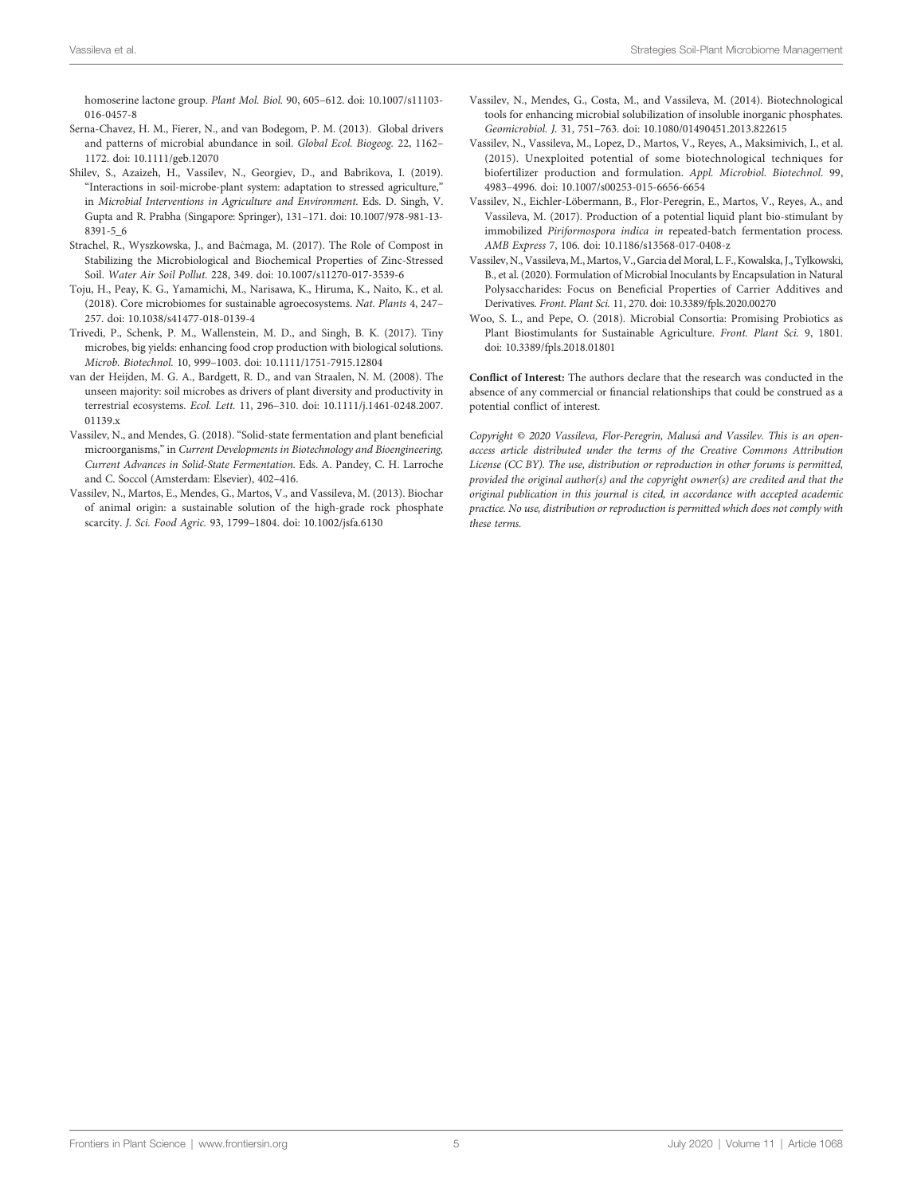homoserine lactone group. *Plant Mol. Biol.* 90, 605–612. doi: 10.1007/s11103-016-0457-8

Serna-Chavez, H. M., Fierer, N., and van Bodegom, P. M. (2013). Global drivers and patterns of microbial abundance in soil. *Global Ecol. Biogeog.* 22, 1162–1172. doi: 10.1111/geb.12070

Shilev, S., Azaizeh, H., Vassilev, N., Georgiev, D., and Babrikova, I. (2019). "Interactions in soil-microbe-plant system: adaptation to stressed agriculture," in *Microbial Interventions in Agriculture and Environment*. Eds. D. Singh, V. Gupta and R. Prabha (Singapore: Springer), 131–171. doi: 10.1007/978-981-13-8391-5_6

Strachel, R., Wyszkowska, J., and Baćmaga, M. (2017). The Role of Compost in Stabilizing the Microbiological and Biochemical Properties of Zinc-Stressed Soil. *Water Air Soil Pollut.* 228, 349. doi: 10.1007/s11270-017-3539-6

Toju, H., Peay, K. G., Yamamichi, M., Narisawa, K., Hiruma, K., Naito, K., et al. (2018). Core microbiomes for sustainable agroecosystems. *Nat. Plants* 4, 247–257. doi: 10.1038/s41477-018-0139-4

Trivedi, P., Schenk, P. M., Wallenstein, M. D., and Singh, B. K. (2017). Tiny microbes, big yields: enhancing food crop production with biological solutions. *Microb. Biotechnol.* 10, 999–1003. doi: 10.1111/1751-7915.12804

van der Heijden, M. G. A., Bardgett, R. D., and van Straalen, N. M. (2008). The unseen majority: soil microbes as drivers of plant diversity and productivity in terrestrial ecosystems. *Ecol. Lett.* 11, 296–310. doi: 10.1111/j.1461-0248.2007.01139.x

Vassilev, N., and Mendes, G. (2018). "Solid-state fermentation and plant beneficial microorganisms," in *Current Developments in Biotechnology and Bioengineering, Current Advances in Solid-State Fermentation*. Eds. A. Pandey, C. H. Larroche and C. Soccol (Amsterdam: Elsevier), 402–416.

Vassilev, N., Martos, E., Mendes, G., Martos, V., and Vassileva, M. (2013). Biochar of animal origin: a sustainable solution of the high-grade rock phosphate scarcity. *J. Sci. Food Agric.* 93, 1799–1804. doi: 10.1002/jsfa.6130

Vassilev, N., Mendes, G., Costa, M., and Vassileva, M. (2014). Biotechnological tools for enhancing microbial solubilization of insoluble inorganic phosphates. *Geomicrobiol. J.* 31, 751–763. doi: 10.1080/01490451.2013.822615

Vassilev, N., Vassileva, M., Lopez, D., Martos, V., Reyes, A., Maksimivich, I., et al. (2015). Unexploited potential of some biotechnological techniques for biofertilizer production and formulation. *Appl. Microbiol. Biotechnol.* 99, 4983–4996. doi: 10.1007/s00253-015-6656-6654

Vassilev, N., Eichler-Löbermann, B., Flor-Peregrin, E., Martos, V., Reyes, A., and Vassileva, M. (2017). Production of a potential liquid plant bio-stimulant by immobilized *Piriformospora indica in* repeated-batch fermentation process. *AMB Express* 7, 106. doi: 10.1186/s13568-017-0408-z

Vassilev, N., Vassileva, M., Martos, V., Garcia del Moral, L. F., Kowalska, J., Tylkowski, B., et al. (2020). Formulation of Microbial Inoculants by Encapsulation in Natural Polysaccharides: Focus on Beneficial Properties of Carrier Additives and Derivatives. *Front. Plant Sci.* 11, 270. doi: 10.3389/fpls.2020.00270

Woo, S. L., and Pepe, O. (2018). Microbial Consortia: Promising Probiotics as Plant Biostimulants for Sustainable Agriculture. *Front. Plant Sci.* 9, 1801. doi: 10.3389/fpls.2018.01801

**Conflict of Interest:** The authors declare that the research was conducted in the absence of any commercial or financial relationships that could be construed as a potential conflict of interest.

*Copyright © 2020 Vassileva, Flor-Peregrin, Malusá and Vassilev. This is an open-access article distributed under the terms of the Creative Commons Attribution License (CC BY). The use, distribution or reproduction in other forums is permitted, provided the original author(s) and the copyright owner(s) are credited and that the original publication in this journal is cited, in accordance with accepted academic practice. No use, distribution or reproduction is permitted which does not comply with these terms.*